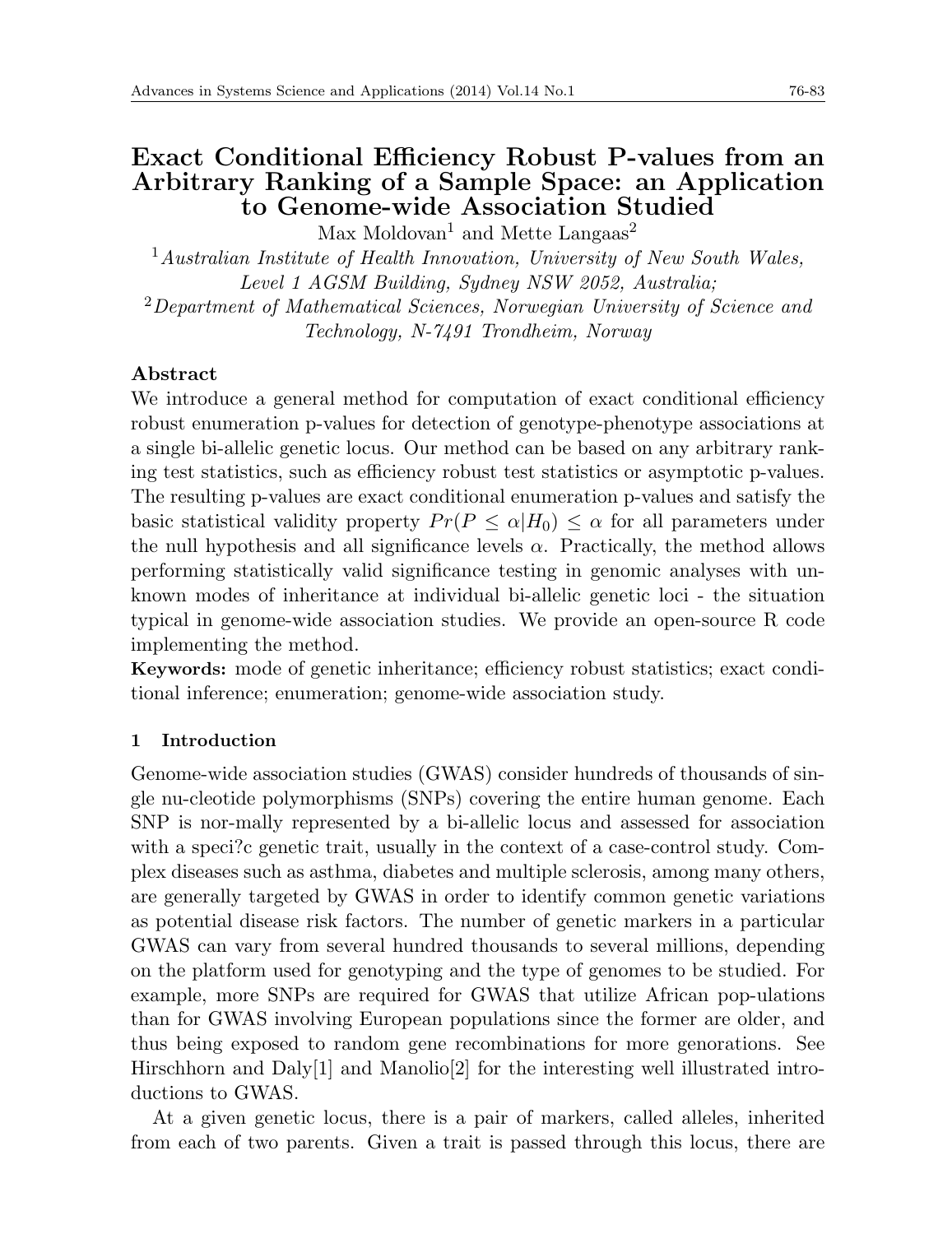# Exact Conditional Efficiency Robust P-values from an Arbitrary Ranking of a Sample Space: an Application to Genome-wide Association Studied

Max Moldovan[1] and Mette Langaas[2]

[1] *Australian Institute of Health Innovation, University of New South Wales, Level 1 AGSM Building, Sydney NSW 2052, Australia;*

[2] *Department of Mathematical Sciences, Norwegian University of Science and Technology, N-7491 Trondheim, Norway*

## Abstract

We introduce a general method for computation of exact conditional efficiency robust enumeration p-values for detection of genotype-phenotype associations at a single bi-allelic genetic locus. Our method can be based on any arbitrary ranking test statistics, such as efficiency robust test statistics or asymptotic p-values. The resulting p-values are exact conditional enumeration p-values and satisfy the basic statistical validity property $Pr(P \leq \alpha | H_0) \leq \alpha$ for all parameters under the null hypothesis and all significance levels $\alpha$. Practically, the method allows performing statistically valid significance testing in genomic analyses with unknown modes of inheritance at individual bi-allelic genetic loci - the situation typical in genome-wide association studies. We provide an open-source R code implementing the method.

**Keywords:** mode of genetic inheritance; efficiency robust statistics; exact conditional inference; enumeration; genome-wide association study.

## 1 Introduction

Genome-wide association studies (GWAS) consider hundreds of thousands of single nu-cleotide polymorphisms (SNPs) covering the entire human genome. Each SNP is nor-mally represented by a bi-allelic locus and assessed for association with a speci?c genetic trait, usually in the context of a case-control study. Complex diseases such as asthma, diabetes and multiple sclerosis, among many others, are generally targeted by GWAS in order to identify common genetic variations as potential disease risk factors. The number of genetic markers in a particular GWAS can vary from several hundred thousands to several millions, depending on the platform used for genotyping and the type of genomes to be studied. For example, more SNPs are required for GWAS that utilize African pop-ulations than for GWAS involving European populations since the former are older, and thus being exposed to random gene recombinations for more genorations. See Hirschhorn and Daly[1] and Manolio[2] for the interesting well illustrated introductions to GWAS.

At a given genetic locus, there is a pair of markers, called alleles, inherited from each of two parents. Given a trait is passed through this locus, there are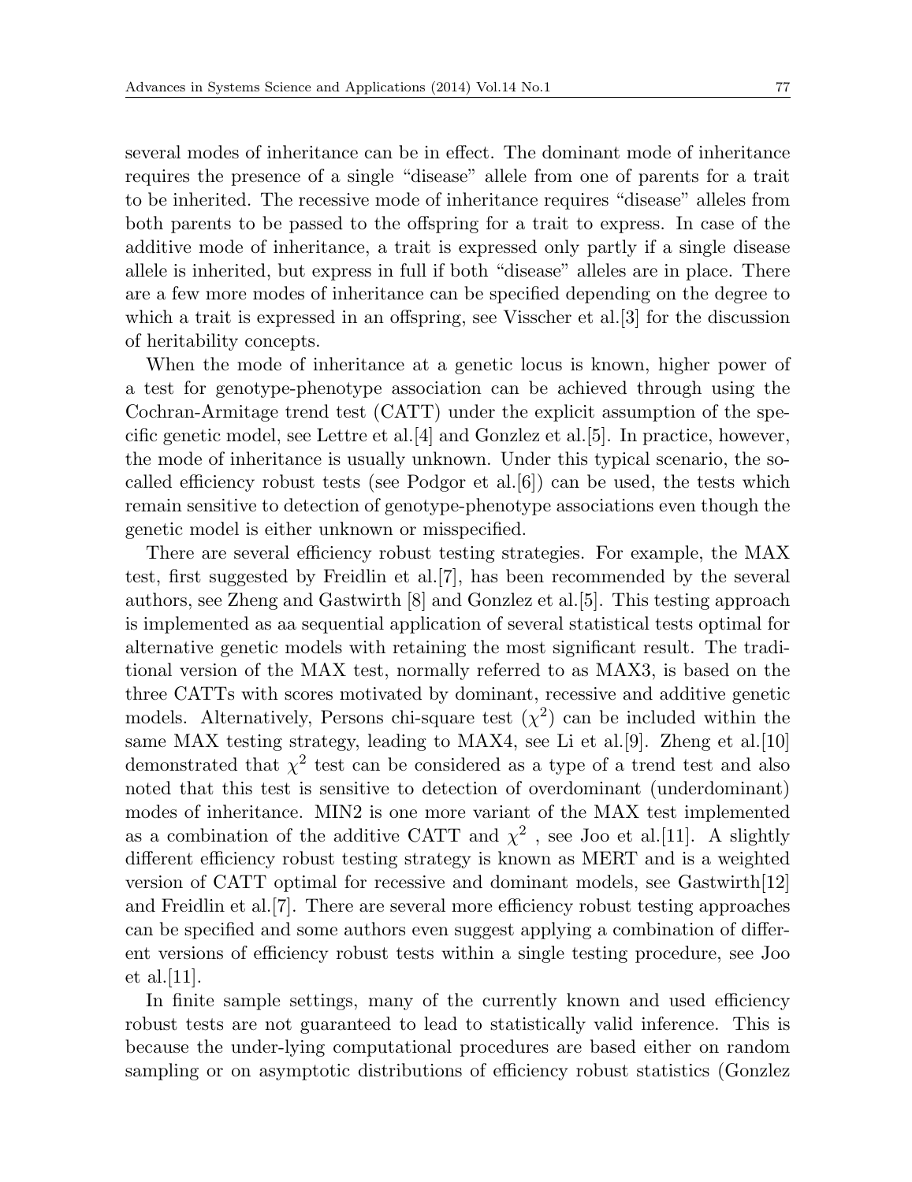several modes of inheritance can be in effect. The dominant mode of inheritance requires the presence of a single "disease" allele from one of parents for a trait to be inherited. The recessive mode of inheritance requires "disease" alleles from both parents to be passed to the offspring for a trait to express. In case of the additive mode of inheritance, a trait is expressed only partly if a single disease allele is inherited, but express in full if both "disease" alleles are in place. There are a few more modes of inheritance can be specified depending on the degree to which a trait is expressed in an offspring, see Visscher et al.[3] for the discussion of heritability concepts.

When the mode of inheritance at a genetic locus is known, higher power of a test for genotype-phenotype association can be achieved through using the Cochran-Armitage trend test (CATT) under the explicit assumption of the specific genetic model, see Lettre et al.[4] and Gonzlez et al.[5]. In practice, however, the mode of inheritance is usually unknown. Under this typical scenario, the so-called efficiency robust tests (see Podgor et al.[6]) can be used, the tests which remain sensitive to detection of genotype-phenotype associations even though the genetic model is either unknown or misspecified.

There are several efficiency robust testing strategies. For example, the MAX test, first suggested by Freidlin et al.[7], has been recommended by the several authors, see Zheng and Gastwirth [8] and Gonzlez et al.[5]. This testing approach is implemented as aa sequential application of several statistical tests optimal for alternative genetic models with retaining the most significant result. The traditional version of the MAX test, normally referred to as MAX3, is based on the three CATTs with scores motivated by dominant, recessive and additive genetic models. Alternatively, Persons chi-square test ($\chi^2$) can be included within the same MAX testing strategy, leading to MAX4, see Li et al.[9]. Zheng et al.[10] demonstrated that $\chi^2$ test can be considered as a type of a trend test and also noted that this test is sensitive to detection of overdominant (underdominant) modes of inheritance. MIN2 is one more variant of the MAX test implemented as a combination of the additive CATT and $\chi^2$ , see Joo et al.[11]. A slightly different efficiency robust testing strategy is known as MERT and is a weighted version of CATT optimal for recessive and dominant models, see Gastwirth[12] and Freidlin et al.[7]. There are several more efficiency robust testing approaches can be specified and some authors even suggest applying a combination of different versions of efficiency robust tests within a single testing procedure, see Joo et al.[11].

In finite sample settings, many of the currently known and used efficiency robust tests are not guaranteed to lead to statistically valid inference. This is because the under-lying computational procedures are based either on random sampling or on asymptotic distributions of efficiency robust statistics (Gonzlez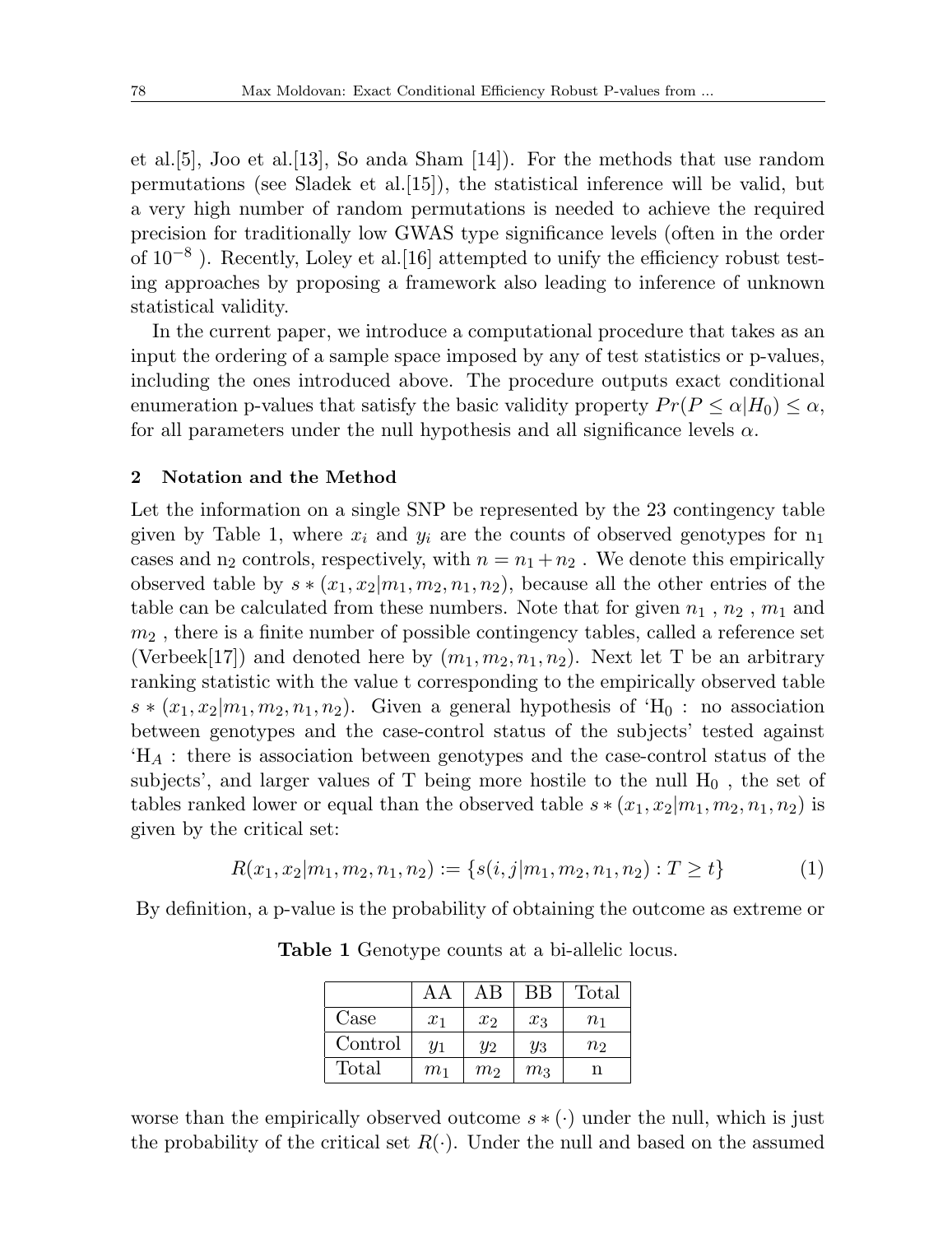et al.[5], Joo et al.[13], So anda Sham [14]). For the methods that use random permutations (see Sladek et al.[15]), the statistical inference will be valid, but a very high number of random permutations is needed to achieve the required precision for traditionally low GWAS type significance levels (often in the order of $10^{-8}$ ). Recently, Loley et al.[16] attempted to unify the efficiency robust testing approaches by proposing a framework also leading to inference of unknown statistical validity.

In the current paper, we introduce a computational procedure that takes as an input the ordering of a sample space imposed by any of test statistics or p-values, including the ones introduced above. The procedure outputs exact conditional enumeration p-values that satisfy the basic validity property $Pr(P \leq \alpha|H_0) \leq \alpha$, for all parameters under the null hypothesis and all significance levels $\alpha$.

## 2 Notation and the Method

Let the information on a single SNP be represented by the 23 contingency table given by Table 1, where $x_i$ and $y_i$ are the counts of observed genotypes for $n_1$ cases and $n_2$ controls, respectively, with $n = n_1 + n_2$ . We denote this empirically observed table by $s*(x_1, x_2|m_1, m_2, n_1, n_2)$, because all the other entries of the table can be calculated from these numbers. Note that for given $n_1$ , $n_2$ , $m_1$ and $m_2$ , there is a finite number of possible contingency tables, called a reference set (Verbeek[17]) and denoted here by $(m_1, m_2, n_1, n_2)$. Next let T be an arbitrary ranking statistic with the value t corresponding to the empirically observed table $s*(x_1, x_2|m_1, m_2, n_1, n_2)$. Given a general hypothesis of '$H_0$ : no association between genotypes and the case-control status of the subjects' tested against '$H_A$ : there is association between genotypes and the case-control status of the subjects', and larger values of T being more hostile to the null $H_0$ , the set of tables ranked lower or equal than the observed table $s*(x_1, x_2|m_1, m_2, n_1, n_2)$ is given by the critical set:

$$R(x_1, x_2|m_1, m_2, n_1, n_2) := \{s(i, j|m_1, m_2, n_1, n_2) : T \geq t\} \tag{1}$$

By definition, a p-value is the probability of obtaining the outcome as extreme or worse than the empirically observed outcome $s*(\cdot)$ under the null, which is just the probability of the critical set $R(\cdot)$. Under the null and based on the assumed

**Table 1** Genotype counts at a bi-allelic locus.

| | AA | AB | BB | Total |
|---|---|---|---|---|
| Case | $x_1$ | $x_2$ | $x_3$ | $n_1$ |
| Control | $y_1$ | $y_2$ | $y_3$ | $n_2$ |
| Total | $m_1$ | $m_2$ | $m_3$ | n |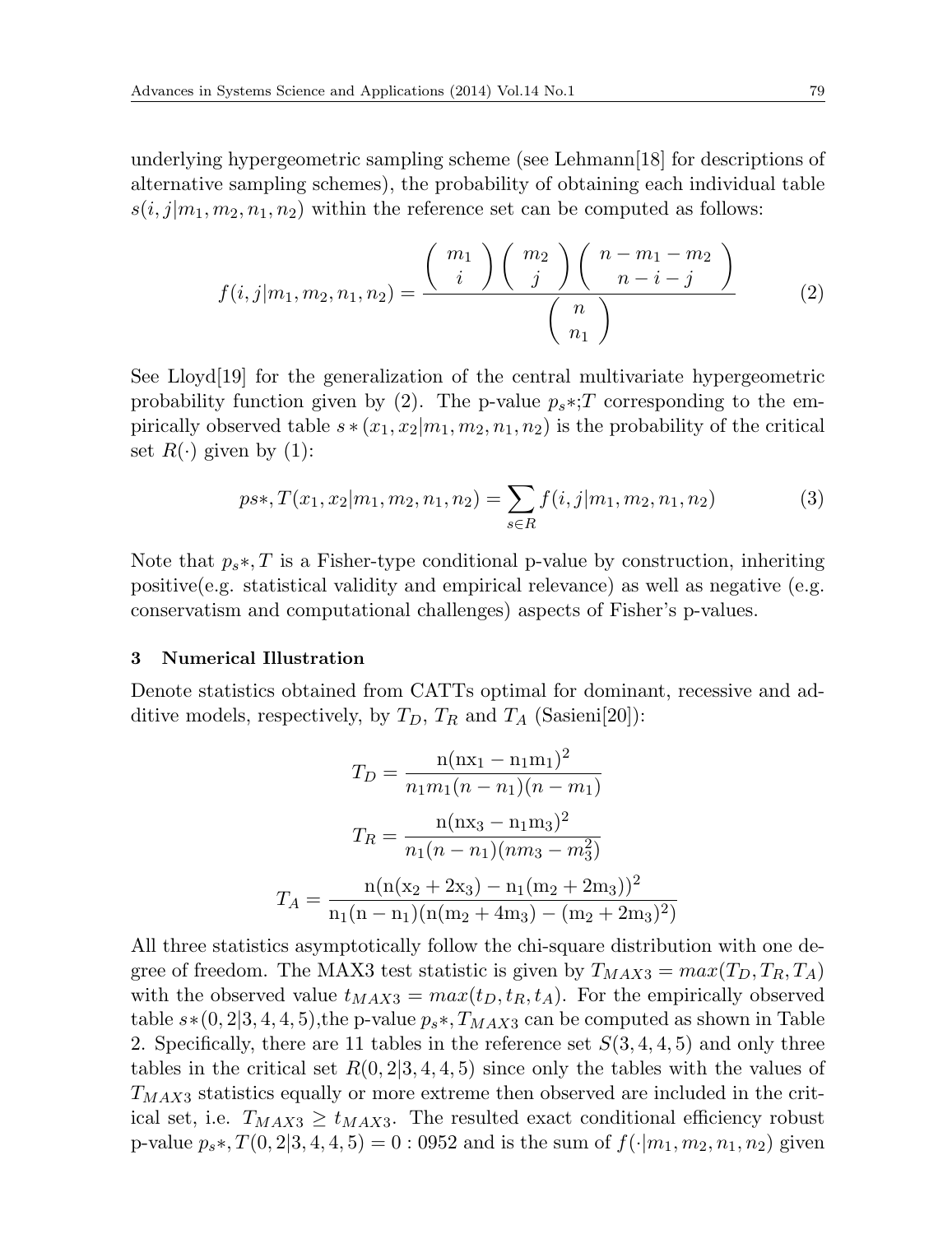underlying hypergeometric sampling scheme (see Lehmann[18] for descriptions of alternative sampling schemes), the probability of obtaining each individual table $s(i, j|m_1, m_2, n_1, n_2)$ within the reference set can be computed as follows:

$$f(i, j|m_1, m_2, n_1, n_2) = \frac{\binom{m_1}{i}\binom{m_2}{j}\binom{n - m_1 - m_2}{n - i - j}}{\binom{n}{n_1}} \tag{2}$$

See Lloyd[19] for the generalization of the central multivariate hypergeometric probability function given by (2). The p-value $p_s*;T$ corresponding to the empirically observed table $s*(x_1, x_2|m_1, m_2, n_1, n_2)$ is the probability of the critical set $R(\cdot)$ given by (1):

$$ps*, T(x_1, x_2|m_1, m_2, n_1, n_2) = \sum_{s \in R} f(i, j|m_1, m_2, n_1, n_2) \tag{3}$$

Note that $p_s*, T$ is a Fisher-type conditional p-value by construction, inheriting positive(e.g. statistical validity and empirical relevance) as well as negative (e.g. conservatism and computational challenges) aspects of Fisher's p-values.

## 3 Numerical Illustration

Denote statistics obtained from CATTs optimal for dominant, recessive and additive models, respectively, by $T_D$, $T_R$ and $T_A$ (Sasieni[20]):

$$T_D = \frac{\mathrm{n}(\mathrm{nx}_1 - \mathrm{n}_1\mathrm{m}_1)^2}{n_1 m_1 (n - n_1)(n - m_1)}$$

$$T_R = \frac{\mathrm{n}(\mathrm{nx}_3 - \mathrm{n}_1\mathrm{m}_3)^2}{n_1(n - n_1)(n m_3 - m_3^2)}$$

$$T_A = \frac{\mathrm{n}(\mathrm{n}(\mathrm{x}_2 + 2\mathrm{x}_3) - \mathrm{n}_1(\mathrm{m}_2 + 2\mathrm{m}_3))^2}{\mathrm{n}_1(\mathrm{n} - \mathrm{n}_1)(\mathrm{n}(\mathrm{m}_2 + 4\mathrm{m}_3) - (\mathrm{m}_2 + 2\mathrm{m}_3)^2)}$$

All three statistics asymptotically follow the chi-square distribution with one degree of freedom. The MAX3 test statistic is given by $T_{MAX3} = max(T_D, T_R, T_A)$ with the observed value $t_{MAX3} = max(t_D, t_R, t_A)$. For the empirically observed table $s*(0, 2|3, 4, 4, 5)$,the p-value $p_s*, T_{MAX3}$ can be computed as shown in Table 2. Specifically, there are 11 tables in the reference set $S(3, 4, 4, 5)$ and only three tables in the critical set $R(0, 2|3, 4, 4, 5)$ since only the tables with the values of $T_{MAX3}$ statistics equally or more extreme then observed are included in the critical set, i.e. $T_{MAX3} \geq t_{MAX3}$. The resulted exact conditional efficiency robust p-value $p_s*, T(0, 2|3, 4, 4, 5) = 0 : 0952$ and is the sum of $f(\cdot|m_1, m_2, n_1, n_2)$ given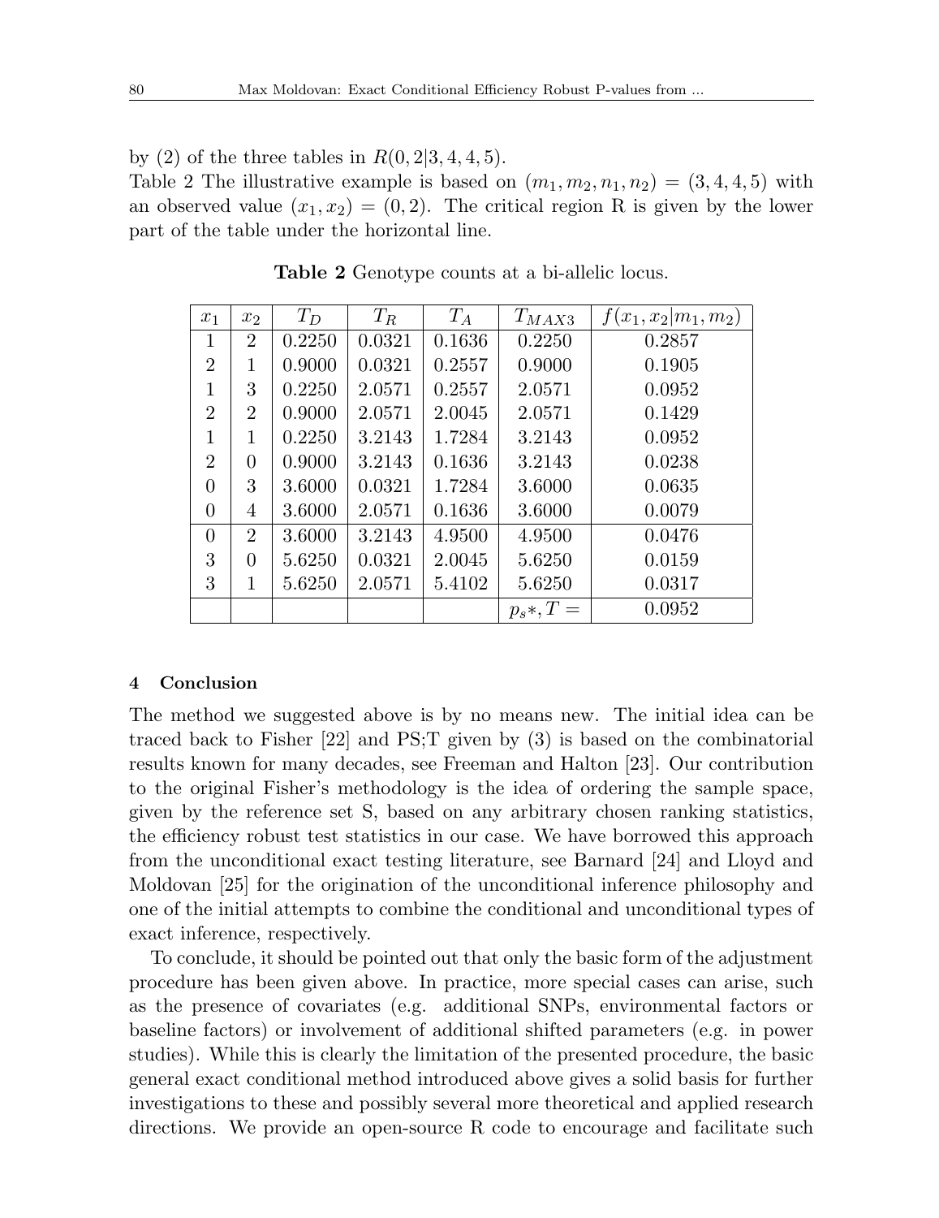by (2) of the three tables in $R(0, 2|3, 4, 4, 5)$.

Table 2 The illustrative example is based on $(m_1, m_2, n_1, n_2) = (3, 4, 4, 5)$ with an observed value $(x_1, x_2) = (0, 2)$. The critical region R is given by the lower part of the table under the horizontal line.

**Table 2** Genotype counts at a bi-allelic locus.

| $x_1$ | $x_2$ | $T_D$ | $T_R$ | $T_A$ | $T_{MAX3}$ | $f(x_1, x_2 \vert m_1, m_2)$ |
|---|---|---|---|---|---|---|
| 1 | 2 | 0.2250 | 0.0321 | 0.1636 | 0.2250 | 0.2857 |
| 2 | 1 | 0.9000 | 0.0321 | 0.2557 | 0.9000 | 0.1905 |
| 1 | 3 | 0.2250 | 2.0571 | 0.2557 | 2.0571 | 0.0952 |
| 2 | 2 | 0.9000 | 2.0571 | 2.0045 | 2.0571 | 0.1429 |
| 1 | 1 | 0.2250 | 3.2143 | 1.7284 | 3.2143 | 0.0952 |
| 2 | 0 | 0.9000 | 3.2143 | 0.1636 | 3.2143 | 0.0238 |
| 0 | 3 | 3.6000 | 0.0321 | 1.7284 | 3.6000 | 0.0635 |
| 0 | 4 | 3.6000 | 2.0571 | 0.1636 | 3.6000 | 0.0079 |
| 0 | 2 | 3.6000 | 3.2143 | 4.9500 | 4.9500 | 0.0476 |
| 3 | 0 | 5.6250 | 0.0321 | 2.0045 | 5.6250 | 0.0159 |
| 3 | 1 | 5.6250 | 2.0571 | 5.4102 | 5.6250 | 0.0317 |
| | | | | | $p_s*, T =$ | 0.0952 |

#### 4 Conclusion

The method we suggested above is by no means new. The initial idea can be traced back to Fisher [22] and PS;T given by (3) is based on the combinatorial results known for many decades, see Freeman and Halton [23]. Our contribution to the original Fisher's methodology is the idea of ordering the sample space, given by the reference set S, based on any arbitrary chosen ranking statistics, the efficiency robust test statistics in our case. We have borrowed this approach from the unconditional exact testing literature, see Barnard [24] and Lloyd and Moldovan [25] for the origination of the unconditional inference philosophy and one of the initial attempts to combine the conditional and unconditional types of exact inference, respectively.

To conclude, it should be pointed out that only the basic form of the adjustment procedure has been given above. In practice, more special cases can arise, such as the presence of covariates (e.g. additional SNPs, environmental factors or baseline factors) or involvement of additional shifted parameters (e.g. in power studies). While this is clearly the limitation of the presented procedure, the basic general exact conditional method introduced above gives a solid basis for further investigations to these and possibly several more theoretical and applied research directions. We provide an open-source R code to encourage and facilitate such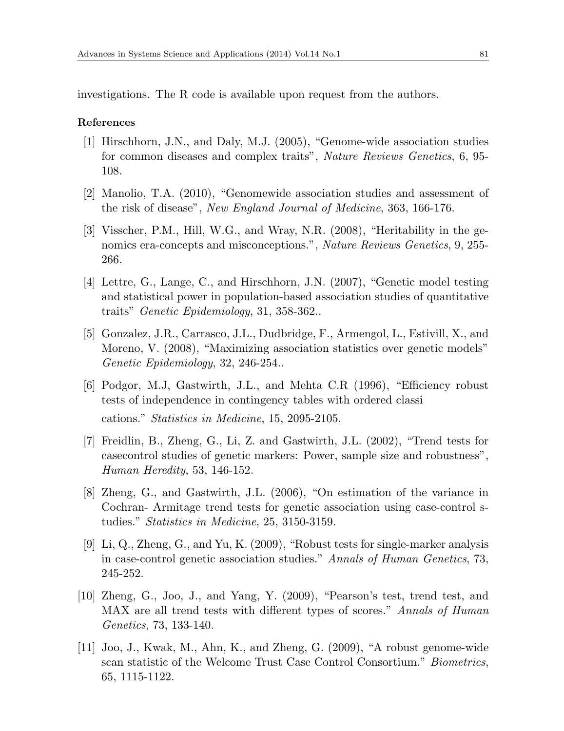investigations. The R code is available upon request from the authors.

**References**

[1] Hirschhorn, J.N., and Daly, M.J. (2005), "Genome-wide association studies for common diseases and complex traits", *Nature Reviews Genetics*, 6, 95-108.

[2] Manolio, T.A. (2010), "Genomewide association studies and assessment of the risk of disease", *New England Journal of Medicine*, 363, 166-176.

[3] Visscher, P.M., Hill, W.G., and Wray, N.R. (2008), "Heritability in the genomics era-concepts and misconceptions.", *Nature Reviews Genetics*, 9, 255-266.

[4] Lettre, G., Lange, C., and Hirschhorn, J.N. (2007), "Genetic model testing and statistical power in population-based association studies of quantitative traits" *Genetic Epidemiology*, 31, 358-362..

[5] Gonzalez, J.R., Carrasco, J.L., Dudbridge, F., Armengol, L., Estivill, X., and Moreno, V. (2008), "Maximizing association statistics over genetic models" *Genetic Epidemiology*, 32, 246-254..

[6] Podgor, M.J, Gastwirth, J.L., and Mehta C.R (1996), "Efficiency robust tests of independence in contingency tables with ordered classi cations." *Statistics in Medicine*, 15, 2095-2105.

[7] Freidlin, B., Zheng, G., Li, Z. and Gastwirth, J.L. (2002), "Trend tests for casecontrol studies of genetic markers: Power, sample size and robustness", *Human Heredity*, 53, 146-152.

[8] Zheng, G., and Gastwirth, J.L. (2006), "On estimation of the variance in Cochran- Armitage trend tests for genetic association using case-control studies." *Statistics in Medicine*, 25, 3150-3159.

[9] Li, Q., Zheng, G., and Yu, K. (2009), "Robust tests for single-marker analysis in case-control genetic association studies." *Annals of Human Genetics*, 73, 245-252.

[10] Zheng, G., Joo, J., and Yang, Y. (2009), "Pearson's test, trend test, and MAX are all trend tests with different types of scores." *Annals of Human Genetics*, 73, 133-140.

[11] Joo, J., Kwak, M., Ahn, K., and Zheng, G. (2009), "A robust genome-wide scan statistic of the Welcome Trust Case Control Consortium." *Biometrics*, 65, 1115-1122.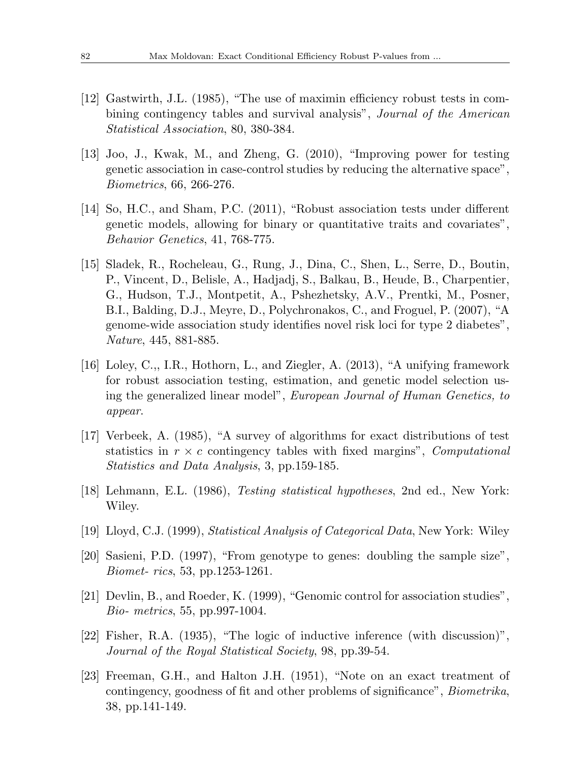[12] Gastwirth, J.L. (1985), "The use of maximin efficiency robust tests in combining contingency tables and survival analysis", *Journal of the American Statistical Association*, 80, 380-384.

[13] Joo, J., Kwak, M., and Zheng, G. (2010), "Improving power for testing genetic association in case-control studies by reducing the alternative space", *Biometrics*, 66, 266-276.

[14] So, H.C., and Sham, P.C. (2011), "Robust association tests under different genetic models, allowing for binary or quantitative traits and covariates", *Behavior Genetics*, 41, 768-775.

[15] Sladek, R., Rocheleau, G., Rung, J., Dina, C., Shen, L., Serre, D., Boutin, P., Vincent, D., Belisle, A., Hadjadj, S., Balkau, B., Heude, B., Charpentier, G., Hudson, T.J., Montpetit, A., Pshezhetsky, A.V., Prentki, M., Posner, B.I., Balding, D.J., Meyre, D., Polychronakos, C., and Froguel, P. (2007), "A genome-wide association study identifies novel risk loci for type 2 diabetes", *Nature*, 445, 881-885.

[16] Loley, C.,, I.R., Hothorn, L., and Ziegler, A. (2013), "A unifying framework for robust association testing, estimation, and genetic model selection using the generalized linear model", *European Journal of Human Genetics, to appear*.

[17] Verbeek, A. (1985), "A survey of algorithms for exact distributions of test statistics in $r \times c$ contingency tables with fixed margins", *Computational Statistics and Data Analysis*, 3, pp.159-185.

[18] Lehmann, E.L. (1986), *Testing statistical hypotheses*, 2nd ed., New York: Wiley.

[19] Lloyd, C.J. (1999), *Statistical Analysis of Categorical Data*, New York: Wiley

[20] Sasieni, P.D. (1997), "From genotype to genes: doubling the sample size", *Biomet- rics*, 53, pp.1253-1261.

[21] Devlin, B., and Roeder, K. (1999), "Genomic control for association studies", *Bio- metrics*, 55, pp.997-1004.

[22] Fisher, R.A. (1935), "The logic of inductive inference (with discussion)", *Journal of the Royal Statistical Society*, 98, pp.39-54.

[23] Freeman, G.H., and Halton J.H. (1951), "Note on an exact treatment of contingency, goodness of fit and other problems of significance", *Biometrika*, 38, pp.141-149.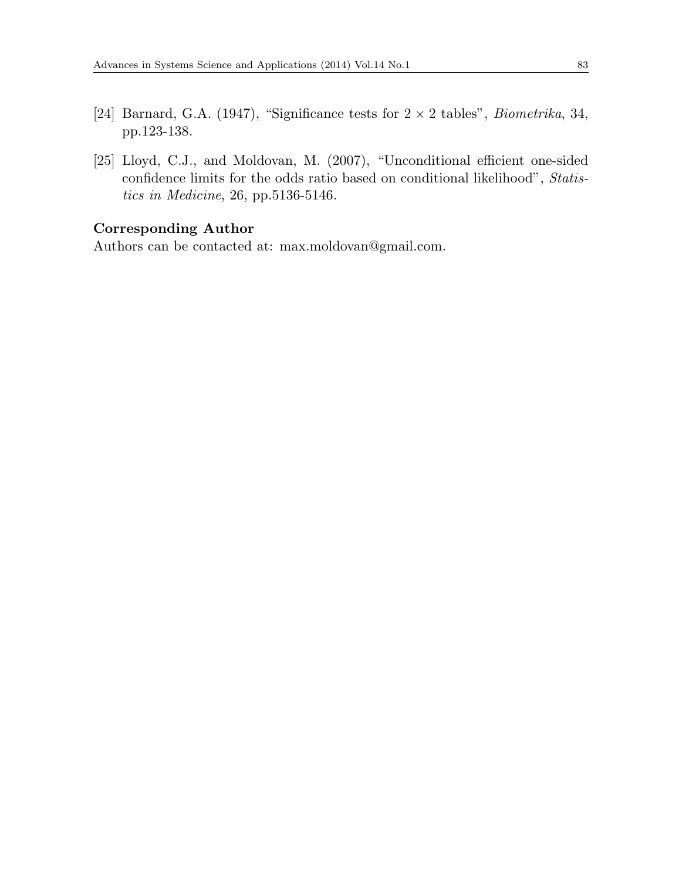[24] Barnard, G.A. (1947), "Significance tests for $2 \times 2$ tables", *Biometrika*, 34, pp.123-138.

[25] Lloyd, C.J., and Moldovan, M. (2007), "Unconditional efficient one-sided confidence limits for the odds ratio based on conditional likelihood", *Statistics in Medicine*, 26, pp.5136-5146.

**Corresponding Author**

Authors can be contacted at: max.moldovan@gmail.com.